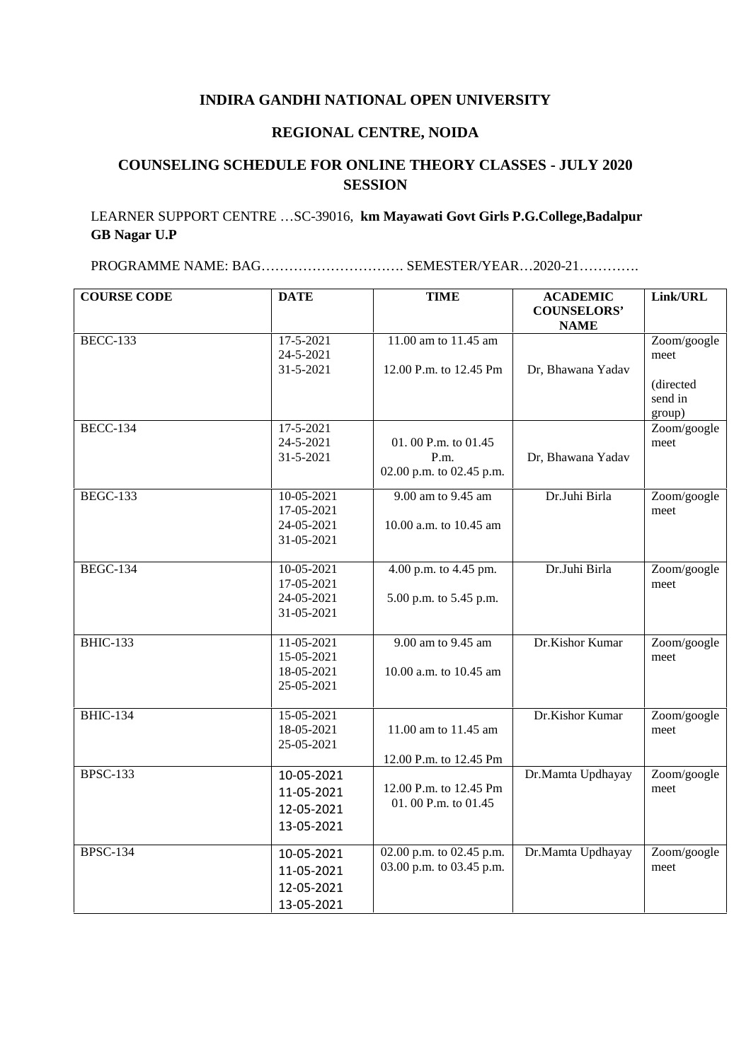**INDIRA GANDHI NATIONAL OPEN UNIVERSITY**

**REGIONAL CENTRE, NOIDA**

**COUNSELING SCHEDULE FOR ONLINE THEORY CLASSES - JULY 2020 SESSION**

LEARNER SUPPORT CENTRE …SC-39016, **km Mayawati Govt Girls P.G.College,Badalpur GB Nagar U.P**

PROGRAMME NAME: BAG…………………………. SEMESTER/YEAR…2020-21………….

| COURSE CODE | DATE | TIME | ACADEMIC COUNSELORS' NAME | Link/URL |
|---|---|---|---|---|
| BECC-133 | 17-5-2021<br>24-5-2021<br>31-5-2021 | 11.00 am to 11.45 am<br>12.00 P.m. to 12.45 Pm | Dr, Bhawana Yadav | Zoom/google meet<br>(directed send in group) |
| BECC-134 | 17-5-2021<br>24-5-2021<br>31-5-2021 | 01. 00 P.m. to 01.45 P.m.<br>02.00 p.m. to 02.45 p.m. | Dr, Bhawana Yadav | Zoom/google meet |
| BEGC-133 | 10-05-2021<br>17-05-2021<br>24-05-2021<br>31-05-2021 | 9.00 am to 9.45 am<br>10.00 a.m. to 10.45 am | Dr.Juhi Birla | Zoom/google meet |
| BEGC-134 | 10-05-2021<br>17-05-2021<br>24-05-2021<br>31-05-2021 | 4.00 p.m. to 4.45 pm.<br>5.00 p.m. to 5.45 p.m. | Dr.Juhi Birla | Zoom/google meet |
| BHIC-133 | 11-05-2021<br>15-05-2021<br>18-05-2021<br>25-05-2021 | 9.00 am to 9.45 am<br>10.00 a.m. to 10.45 am | Dr.Kishor Kumar | Zoom/google meet |
| BHIC-134 | 15-05-2021<br>18-05-2021<br>25-05-2021 | 11.00 am to 11.45 am<br>12.00 P.m. to 12.45 Pm | Dr.Kishor Kumar | Zoom/google meet |
| BPSC-133 | 10-05-2021<br>11-05-2021<br>12-05-2021<br>13-05-2021 | 12.00 P.m. to 12.45 Pm<br>01. 00 P.m. to 01.45 | Dr.Mamta Updhayay | Zoom/google meet |
| BPSC-134 | 10-05-2021<br>11-05-2021<br>12-05-2021<br>13-05-2021 | 02.00 p.m. to 02.45 p.m.<br>03.00 p.m. to 03.45 p.m. | Dr.Mamta Updhayay | Zoom/google meet |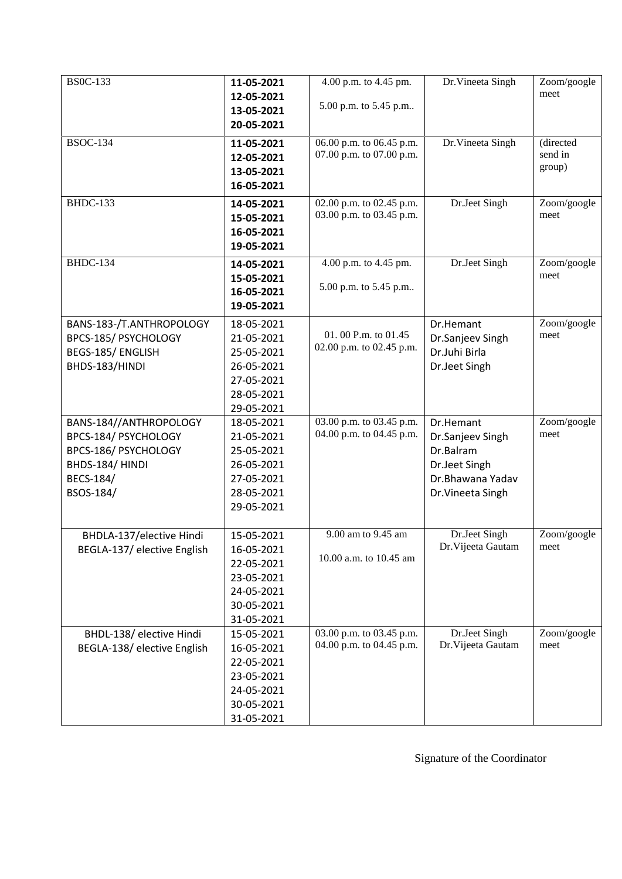| | | | | |
|---|---|---|---|---|
| BS0C-133 | 11-05-2021<br>12-05-2021<br>13-05-2021<br>20-05-2021 | 4.00 p.m. to 4.45 pm.<br>5.00 p.m. to 5.45 p.m.. | Dr.Vineeta Singh | Zoom/google meet |
| BSOC-134 | 11-05-2021<br>12-05-2021<br>13-05-2021<br>16-05-2021 | 06.00 p.m. to 06.45 p.m.<br>07.00 p.m. to 07.00 p.m. | Dr.Vineeta Singh | (directed send in group) |
| BHDC-133 | 14-05-2021<br>15-05-2021<br>16-05-2021<br>19-05-2021 | 02.00 p.m. to 02.45 p.m.<br>03.00 p.m. to 03.45 p.m. | Dr.Jeet Singh | Zoom/google meet |
| BHDC-134 | 14-05-2021<br>15-05-2021<br>16-05-2021<br>19-05-2021 | 4.00 p.m. to 4.45 pm.<br>5.00 p.m. to 5.45 p.m.. | Dr.Jeet Singh | Zoom/google meet |
| BANS-183-/T.ANTHROPOLOGY<br>BPCS-185/ PSYCHOLOGY<br>BEGS-185/ ENGLISH<br>BHDS-183/HINDI | 18-05-2021<br>21-05-2021<br>25-05-2021<br>26-05-2021<br>27-05-2021<br>28-05-2021<br>29-05-2021 | 01. 00 P.m. to 01.45<br>02.00 p.m. to 02.45 p.m. | Dr.Hemant<br>Dr.Sanjeev Singh<br>Dr.Juhi Birla<br>Dr.Jeet Singh | Zoom/google meet |
| BANS-184//ANTHROPOLOGY<br>BPCS-184/ PSYCHOLOGY<br>BPCS-186/ PSYCHOLOGY<br>BHDS-184/ HINDI<br>BECS-184/<br>BSOS-184/ | 18-05-2021<br>21-05-2021<br>25-05-2021<br>26-05-2021<br>27-05-2021<br>28-05-2021<br>29-05-2021 | 03.00 p.m. to 03.45 p.m.<br>04.00 p.m. to 04.45 p.m. | Dr.Hemant<br>Dr.Sanjeev Singh<br>Dr.Balram<br>Dr.Jeet Singh<br>Dr.Bhawana Yadav<br>Dr.Vineeta Singh | Zoom/google meet |
| BHDLA-137/elective Hindi<br>BEGLA-137/ elective English | 15-05-2021<br>16-05-2021<br>22-05-2021<br>23-05-2021<br>24-05-2021<br>30-05-2021<br>31-05-2021 | 9.00 am to 9.45 am<br>10.00 a.m. to 10.45 am | Dr.Jeet Singh<br>Dr.Vijeeta Gautam | Zoom/google meet |
| BHDL-138/ elective Hindi<br>BEGLA-138/ elective English | 15-05-2021<br>16-05-2021<br>22-05-2021<br>23-05-2021<br>24-05-2021<br>30-05-2021<br>31-05-2021 | 03.00 p.m. to 03.45 p.m.<br>04.00 p.m. to 04.45 p.m. | Dr.Jeet Singh<br>Dr.Vijeeta Gautam | Zoom/google meet |

Signature of the Coordinator